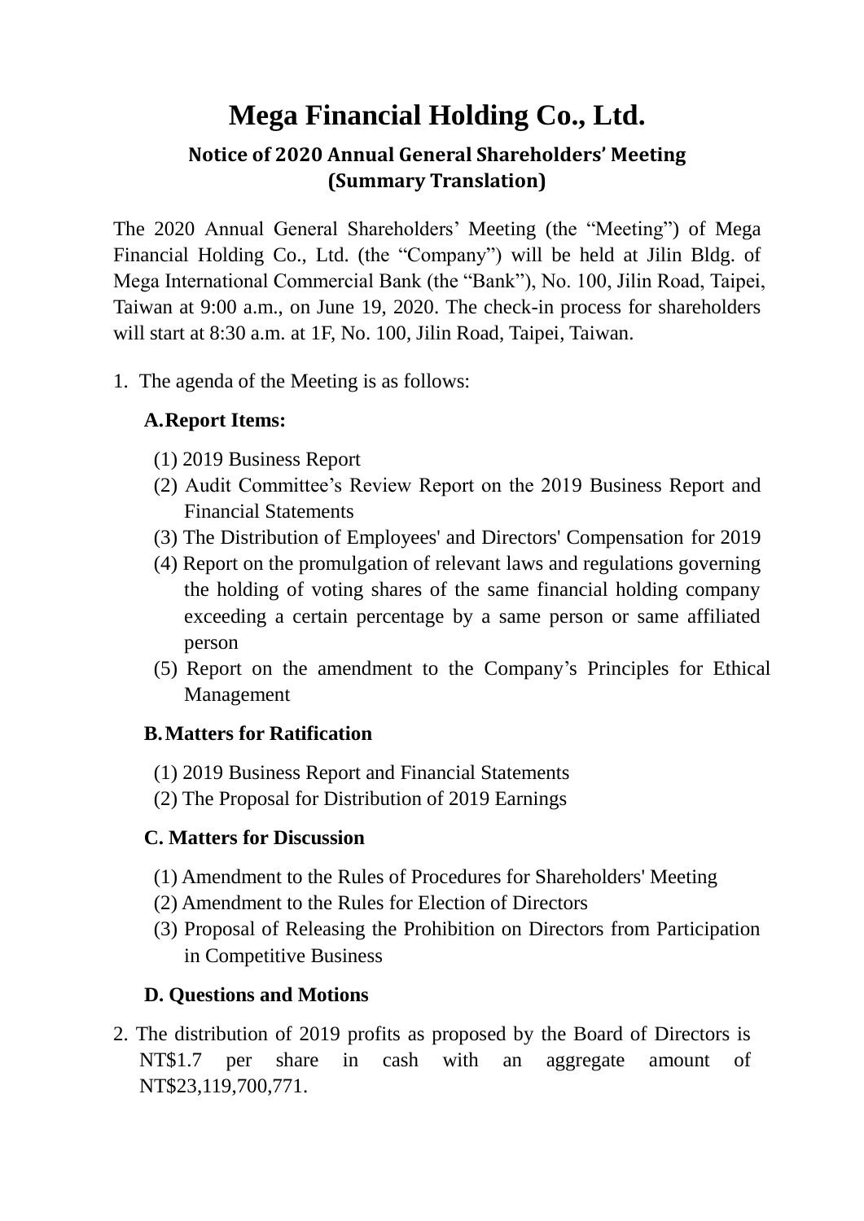# Mega Financial Holding Co., Ltd.

## Notice of 2020 Annual General Shareholders' Meeting
## (Summary Translation)

The 2020 Annual General Shareholders' Meeting (the "Meeting") of Mega Financial Holding Co., Ltd. (the "Company") will be held at Jilin Bldg. of Mega International Commercial Bank (the "Bank"), No. 100, Jilin Road, Taipei, Taiwan at 9:00 a.m., on June 19, 2020. The check-in process for shareholders will start at 8:30 a.m. at 1F, No. 100, Jilin Road, Taipei, Taiwan.

1. The agenda of the Meeting is as follows:

   **A. Report Items:**

   (1) 2019 Business Report
   (2) Audit Committee's Review Report on the 2019 Business Report and Financial Statements
   (3) The Distribution of Employees' and Directors' Compensation for 2019
   (4) Report on the promulgation of relevant laws and regulations governing the holding of voting shares of the same financial holding company exceeding a certain percentage by a same person or same affiliated person
   (5) Report on the amendment to the Company's Principles for Ethical Management

   **B. Matters for Ratification**

   (1) 2019 Business Report and Financial Statements
   (2) The Proposal for Distribution of 2019 Earnings

   **C. Matters for Discussion**

   (1) Amendment to the Rules of Procedures for Shareholders' Meeting
   (2) Amendment to the Rules for Election of Directors
   (3) Proposal of Releasing the Prohibition on Directors from Participation in Competitive Business

   **D. Questions and Motions**

2. The distribution of 2019 profits as proposed by the Board of Directors is NT$1.7 per share in cash with an aggregate amount of NT$23,119,700,771.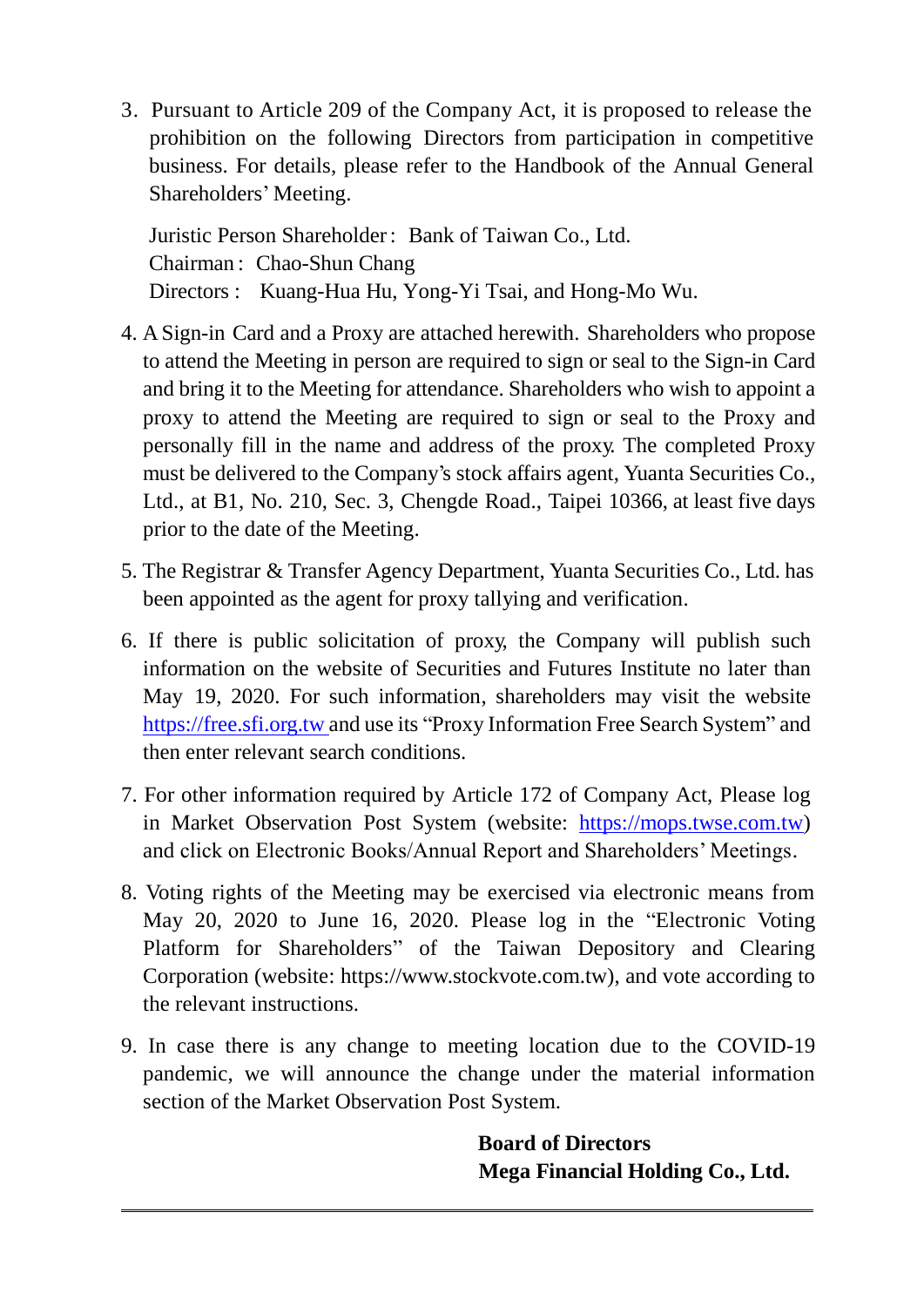3. Pursuant to Article 209 of the Company Act, it is proposed to release the prohibition on the following Directors from participation in competitive business. For details, please refer to the Handbook of the Annual General Shareholders' Meeting.

   Juristic Person Shareholder : Bank of Taiwan Co., Ltd.
   Chairman : Chao-Shun Chang
   Directors : Kuang-Hua Hu, Yong-Yi Tsai, and Hong-Mo Wu.

4. A Sign-in Card and a Proxy are attached herewith. Shareholders who propose to attend the Meeting in person are required to sign or seal to the Sign-in Card and bring it to the Meeting for attendance. Shareholders who wish to appoint a proxy to attend the Meeting are required to sign or seal to the Proxy and personally fill in the name and address of the proxy. The completed Proxy must be delivered to the Company's stock affairs agent, Yuanta Securities Co., Ltd., at B1, No. 210, Sec. 3, Chengde Road., Taipei 10366, at least five days prior to the date of the Meeting.

5. The Registrar & Transfer Agency Department, Yuanta Securities Co., Ltd. has been appointed as the agent for proxy tallying and verification.

6. If there is public solicitation of proxy, the Company will publish such information on the website of Securities and Futures Institute no later than May 19, 2020. For such information, shareholders may visit the website https://free.sfi.org.tw and use its "Proxy Information Free Search System" and then enter relevant search conditions.

7. For other information required by Article 172 of Company Act, Please log in Market Observation Post System (website: https://mops.twse.com.tw) and click on Electronic Books/Annual Report and Shareholders' Meetings.

8. Voting rights of the Meeting may be exercised via electronic means from May 20, 2020 to June 16, 2020. Please log in the "Electronic Voting Platform for Shareholders" of the Taiwan Depository and Clearing Corporation (website: https://www.stockvote.com.tw), and vote according to the relevant instructions.

9. In case there is any change to meeting location due to the COVID-19 pandemic, we will announce the change under the material information section of the Market Observation Post System.

**Board of Directors**
**Mega Financial Holding Co., Ltd.**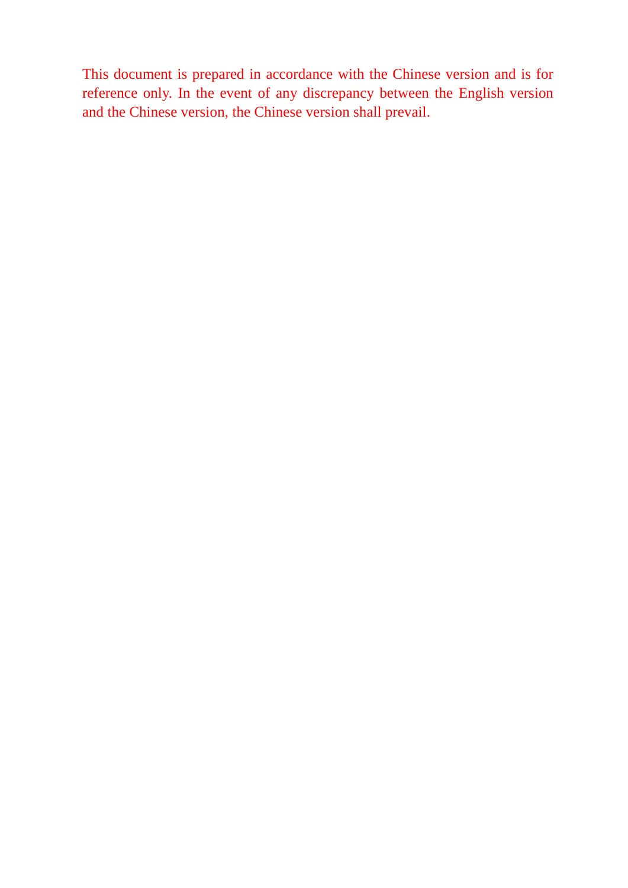This document is prepared in accordance with the Chinese version and is for reference only. In the event of any discrepancy between the English version and the Chinese version, the Chinese version shall prevail.